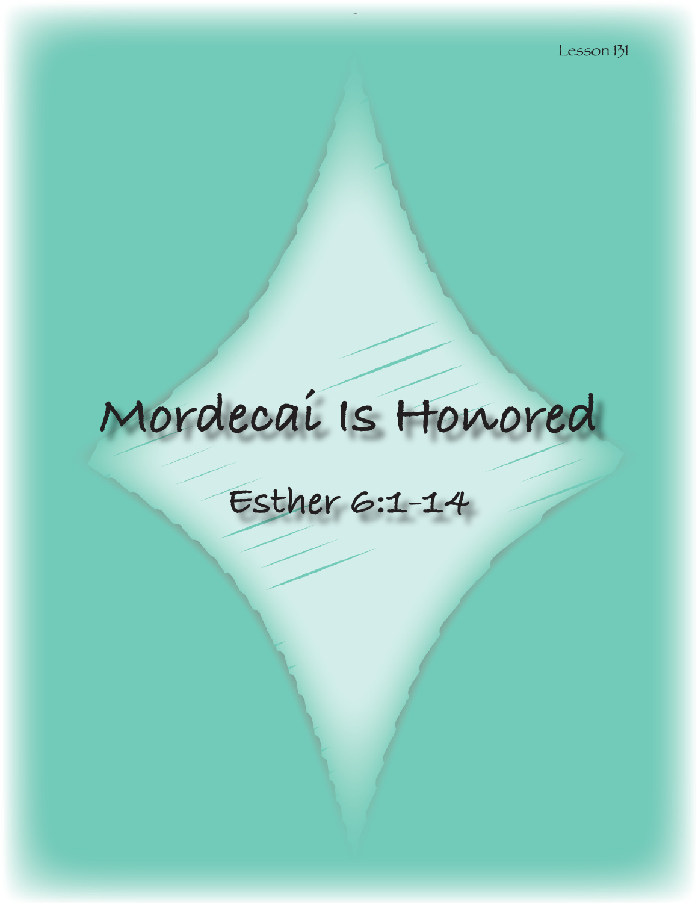Lesson 131

# Mordecai Is Honored

## Esther 6:1-14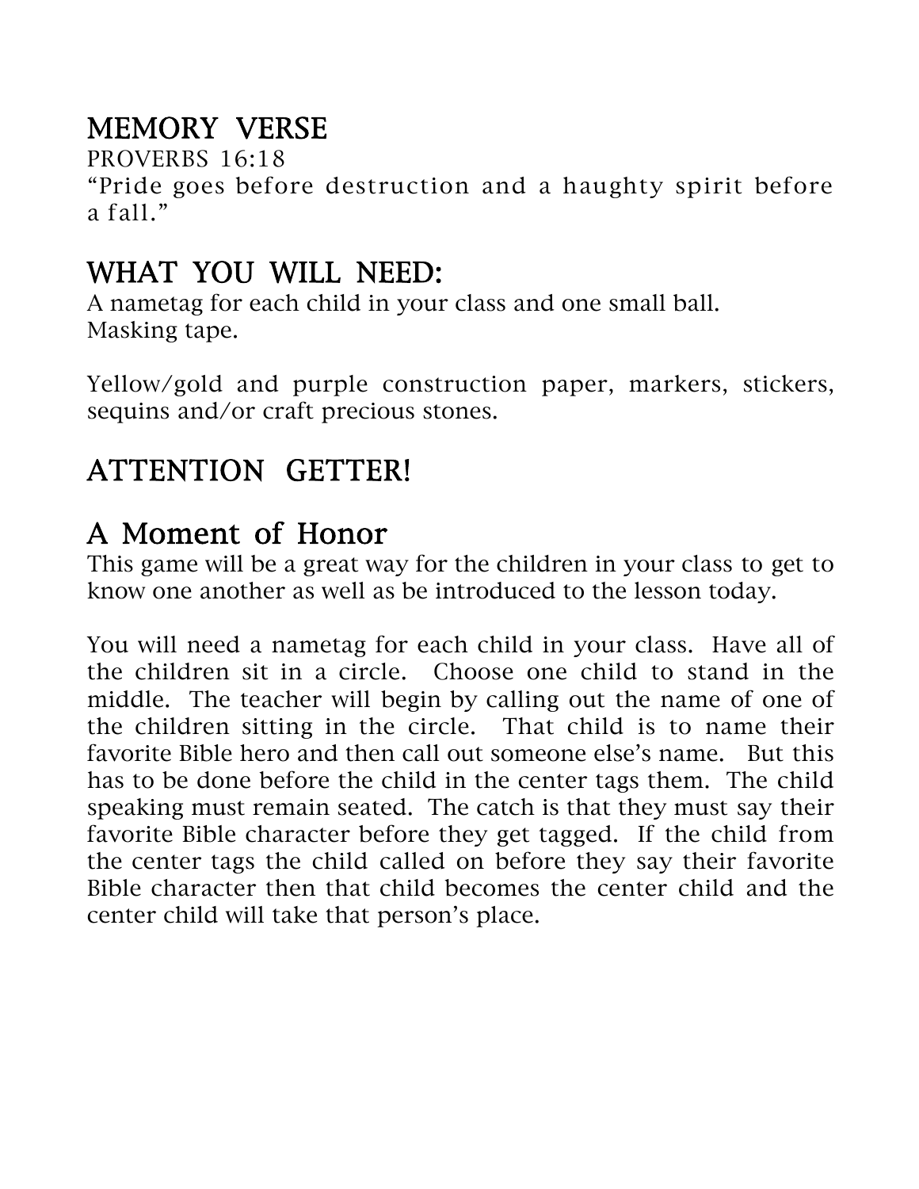## MEMORY VERSE

PROVERBS 16:18
"Pride goes before destruction and a haughty spirit before a fall."

## WHAT YOU WILL NEED:

A nametag for each child in your class and one small ball.
Masking tape.

Yellow/gold and purple construction paper, markers, stickers, sequins and/or craft precious stones.

## ATTENTION GETTER!

## A Moment of Honor

This game will be a great way for the children in your class to get to know one another as well as be introduced to the lesson today.

You will need a nametag for each child in your class. Have all of the children sit in a circle. Choose one child to stand in the middle. The teacher will begin by calling out the name of one of the children sitting in the circle. That child is to name their favorite Bible hero and then call out someone else's name. But this has to be done before the child in the center tags them. The child speaking must remain seated. The catch is that they must say their favorite Bible character before they get tagged. If the child from the center tags the child called on before they say their favorite Bible character then that child becomes the center child and the center child will take that person's place.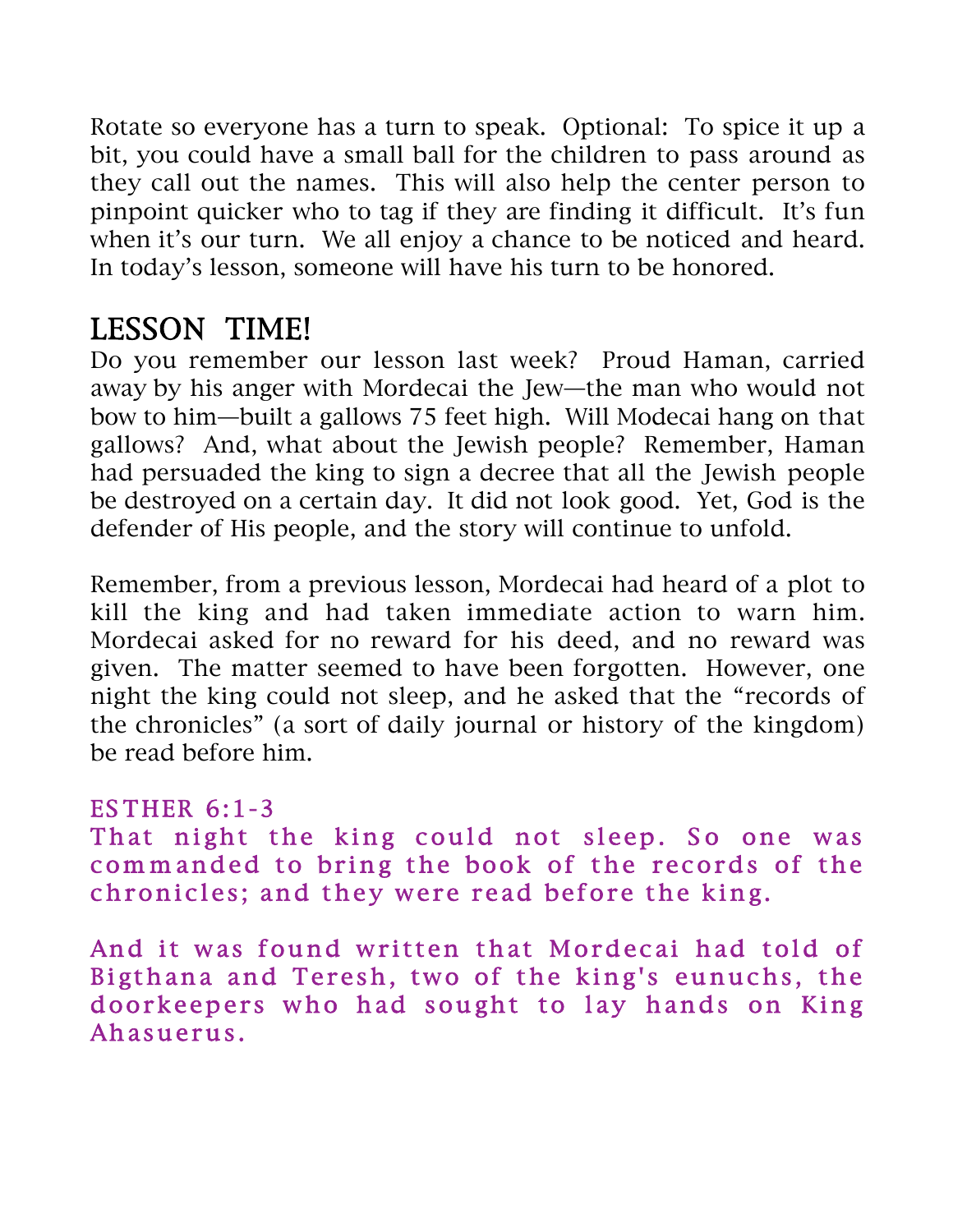Rotate so everyone has a turn to speak. Optional: To spice it up a bit, you could have a small ball for the children to pass around as they call out the names. This will also help the center person to pinpoint quicker who to tag if they are finding it difficult. It's fun when it's our turn. We all enjoy a chance to be noticed and heard. In today's lesson, someone will have his turn to be honored.

## LESSON TIME!

Do you remember our lesson last week? Proud Haman, carried away by his anger with Mordecai the Jew—the man who would not bow to him—built a gallows 75 feet high. Will Modecai hang on that gallows? And, what about the Jewish people? Remember, Haman had persuaded the king to sign a decree that all the Jewish people be destroyed on a certain day. It did not look good. Yet, God is the defender of His people, and the story will continue to unfold.

Remember, from a previous lesson, Mordecai had heard of a plot to kill the king and had taken immediate action to warn him. Mordecai asked for no reward for his deed, and no reward was given. The matter seemed to have been forgotten. However, one night the king could not sleep, and he asked that the "records of the chronicles" (a sort of daily journal or history of the kingdom) be read before him.

ESTHER 6:1-3

That night the king could not sleep. So one was commanded to bring the book of the records of the chronicles; and they were read before the king.

And it was found written that Mordecai had told of Bigthana and Teresh, two of the king's eunuchs, the doorkeepers who had sought to lay hands on King Ahasuerus.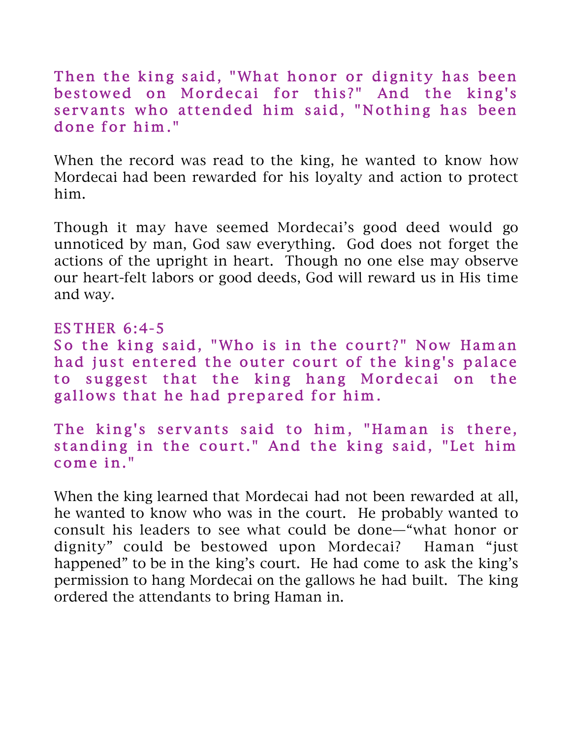Then the king said, "What honor or dignity has been bestowed on Mordecai for this?" And the king's servants who attended him said, "Nothing has been done for him."

When the record was read to the king, he wanted to know how Mordecai had been rewarded for his loyalty and action to protect him.

Though it may have seemed Mordecai's good deed would go unnoticed by man, God saw everything. God does not forget the actions of the upright in heart. Though no one else may observe our heart-felt labors or good deeds, God will reward us in His time and way.

ESTHER 6:4-5

So the king said, "Who is in the court?" Now Haman had just entered the outer court of the king's palace to suggest that the king hang Mordecai on the gallows that he had prepared for him.

The king's servants said to him, "Haman is there, standing in the court." And the king said, "Let him come in."

When the king learned that Mordecai had not been rewarded at all, he wanted to know who was in the court. He probably wanted to consult his leaders to see what could be done—"what honor or dignity" could be bestowed upon Mordecai? Haman "just happened" to be in the king's court. He had come to ask the king's permission to hang Mordecai on the gallows he had built. The king ordered the attendants to bring Haman in.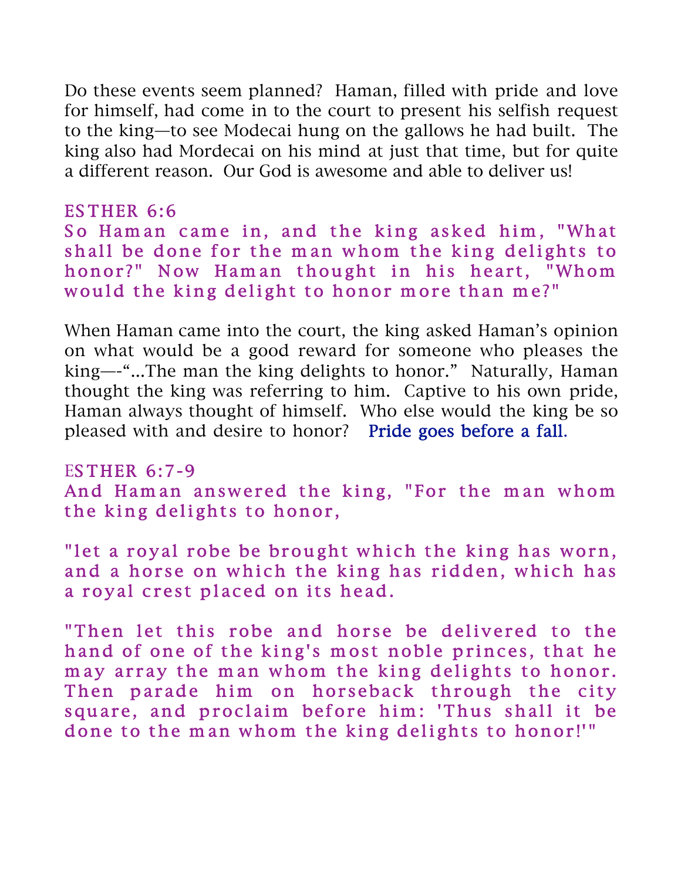Do these events seem planned? Haman, filled with pride and love for himself, had come in to the court to present his selfish request to the king—to see Modecai hung on the gallows he had built. The king also had Mordecai on his mind at just that time, but for quite a different reason. Our God is awesome and able to deliver us!

ESTHER 6:6
So Haman came in, and the king asked him, "What shall be done for the man whom the king delights to honor?" Now Haman thought in his heart, "Whom would the king delight to honor more than me?"

When Haman came into the court, the king asked Haman's opinion on what would be a good reward for someone who pleases the king—-"...The man the king delights to honor." Naturally, Haman thought the king was referring to him. Captive to his own pride, Haman always thought of himself. Who else would the king be so pleased with and desire to honor? Pride goes before a fall.

ESTHER 6:7-9
And Haman answered the king, "For the man whom the king delights to honor,

"let a royal robe be brought which the king has worn, and a horse on which the king has ridden, which has a royal crest placed on its head.

"Then let this robe and horse be delivered to the hand of one of the king's most noble princes, that he may array the man whom the king delights to honor. Then parade him on horseback through the city square, and proclaim before him: 'Thus shall it be done to the man whom the king delights to honor!'"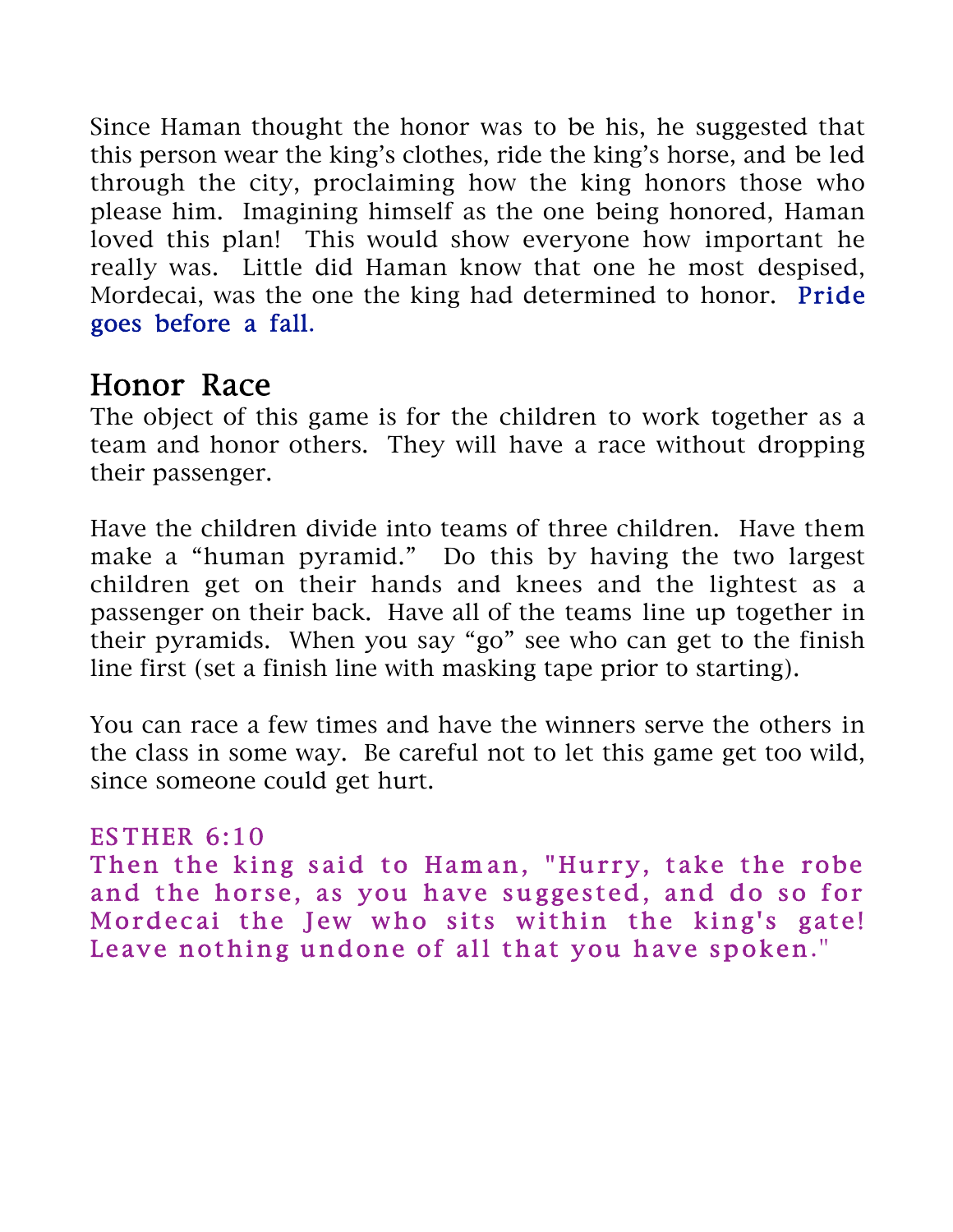Since Haman thought the honor was to be his, he suggested that this person wear the king's clothes, ride the king's horse, and be led through the city, proclaiming how the king honors those who please him. Imagining himself as the one being honored, Haman loved this plan! This would show everyone how important he really was. Little did Haman know that one he most despised, Mordecai, was the one the king had determined to honor. Pride goes before a fall.

## Honor Race

The object of this game is for the children to work together as a team and honor others. They will have a race without dropping their passenger.

Have the children divide into teams of three children. Have them make a "human pyramid." Do this by having the two largest children get on their hands and knees and the lightest as a passenger on their back. Have all of the teams line up together in their pyramids. When you say "go" see who can get to the finish line first (set a finish line with masking tape prior to starting).

You can race a few times and have the winners serve the others in the class in some way. Be careful not to let this game get too wild, since someone could get hurt.

ESTHER 6:10
Then the king said to Haman, "Hurry, take the robe and the horse, as you have suggested, and do so for Mordecai the Jew who sits within the king's gate! Leave nothing undone of all that you have spoken."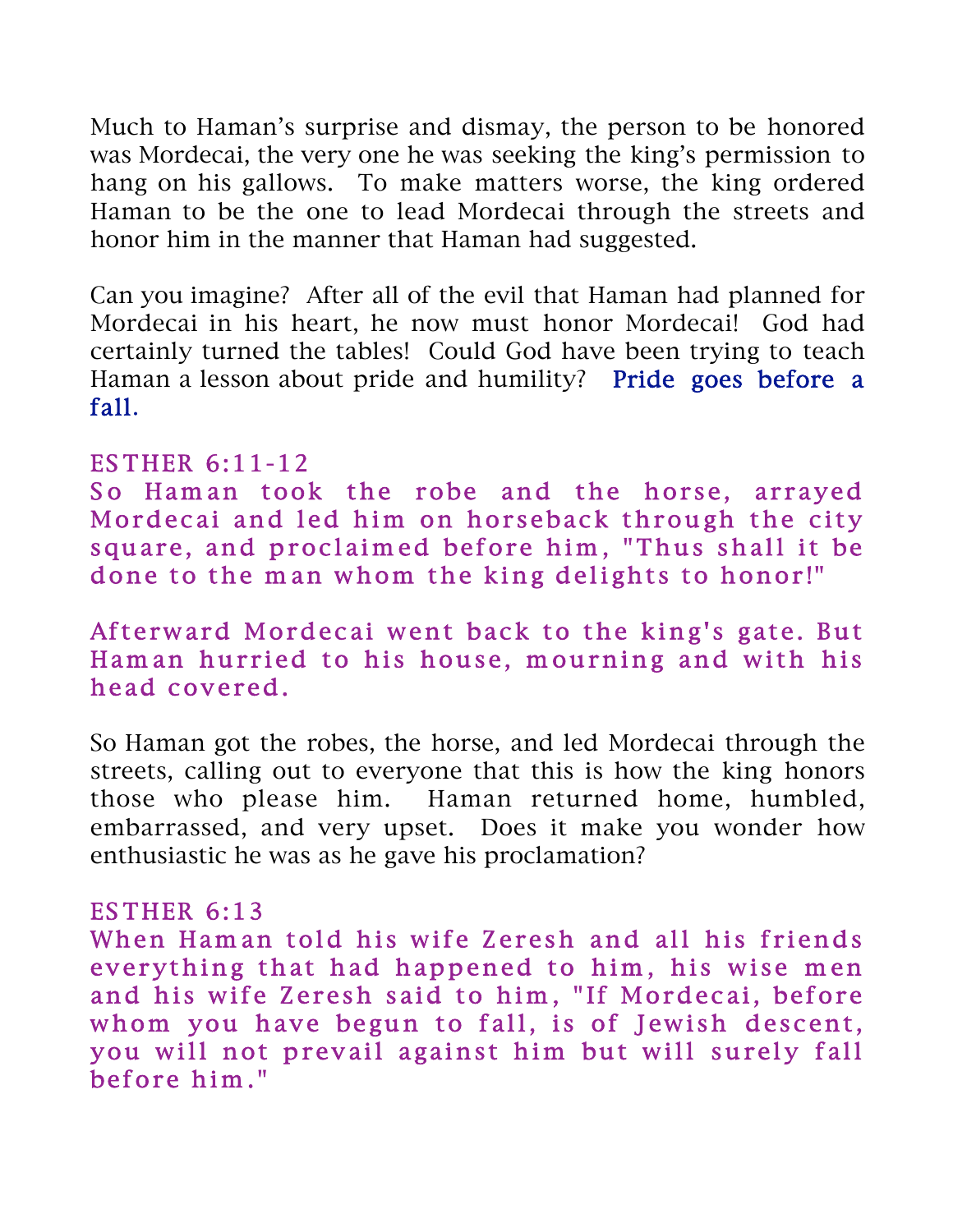Much to Haman's surprise and dismay, the person to be honored was Mordecai, the very one he was seeking the king's permission to hang on his gallows. To make matters worse, the king ordered Haman to be the one to lead Mordecai through the streets and honor him in the manner that Haman had suggested.

Can you imagine? After all of the evil that Haman had planned for Mordecai in his heart, he now must honor Mordecai! God had certainly turned the tables! Could God have been trying to teach Haman a lesson about pride and humility? Pride goes before a fall.

ESTHER 6:11-12

So Haman took the robe and the horse, arrayed Mordecai and led him on horseback through the city square, and proclaimed before him, "Thus shall it be done to the man whom the king delights to honor!"

Afterward Mordecai went back to the king's gate. But Haman hurried to his house, mourning and with his head covered.

So Haman got the robes, the horse, and led Mordecai through the streets, calling out to everyone that this is how the king honors those who please him. Haman returned home, humbled, embarrassed, and very upset. Does it make you wonder how enthusiastic he was as he gave his proclamation?

ESTHER 6:13

When Haman told his wife Zeresh and all his friends everything that had happened to him, his wise men and his wife Zeresh said to him, "If Mordecai, before whom you have begun to fall, is of Jewish descent, you will not prevail against him but will surely fall before him."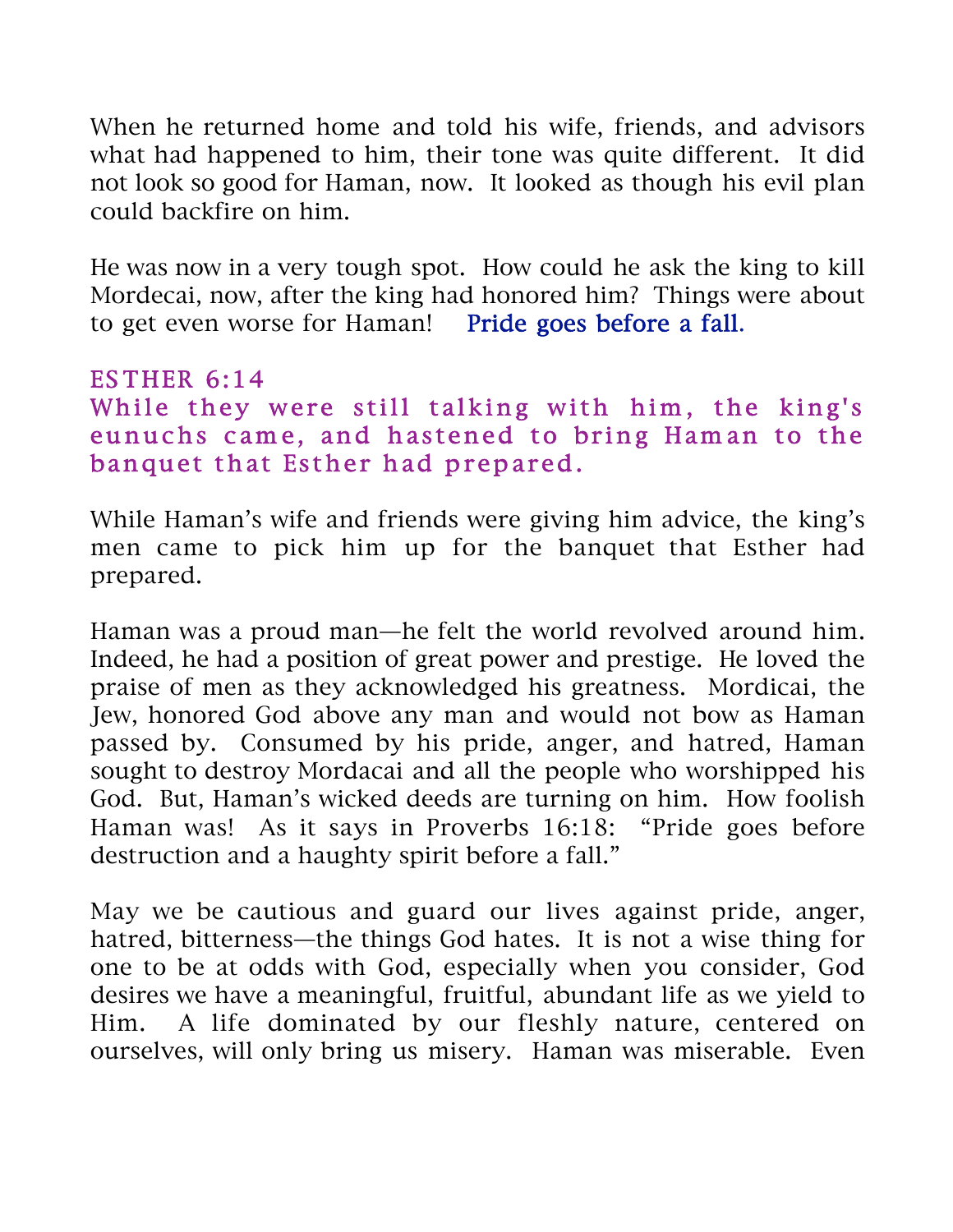When he returned home and told his wife, friends, and advisors what had happened to him, their tone was quite different. It did not look so good for Haman, now. It looked as though his evil plan could backfire on him.

He was now in a very tough spot. How could he ask the king to kill Mordecai, now, after the king had honored him? Things were about to get even worse for Haman! Pride goes before a fall.

### ESTHER 6:14

**While they were still talking with him, the king's eunuchs came, and hastened to bring Haman to the banquet that Esther had prepared.**

While Haman's wife and friends were giving him advice, the king's men came to pick him up for the banquet that Esther had prepared.

Haman was a proud man—he felt the world revolved around him. Indeed, he had a position of great power and prestige. He loved the praise of men as they acknowledged his greatness. Mordicai, the Jew, honored God above any man and would not bow as Haman passed by. Consumed by his pride, anger, and hatred, Haman sought to destroy Mordacai and all the people who worshipped his God. But, Haman's wicked deeds are turning on him. How foolish Haman was! As it says in Proverbs 16:18: "Pride goes before destruction and a haughty spirit before a fall."

May we be cautious and guard our lives against pride, anger, hatred, bitterness—the things God hates. It is not a wise thing for one to be at odds with God, especially when you consider, God desires we have a meaningful, fruitful, abundant life as we yield to Him. A life dominated by our fleshly nature, centered on ourselves, will only bring us misery. Haman was miserable. Even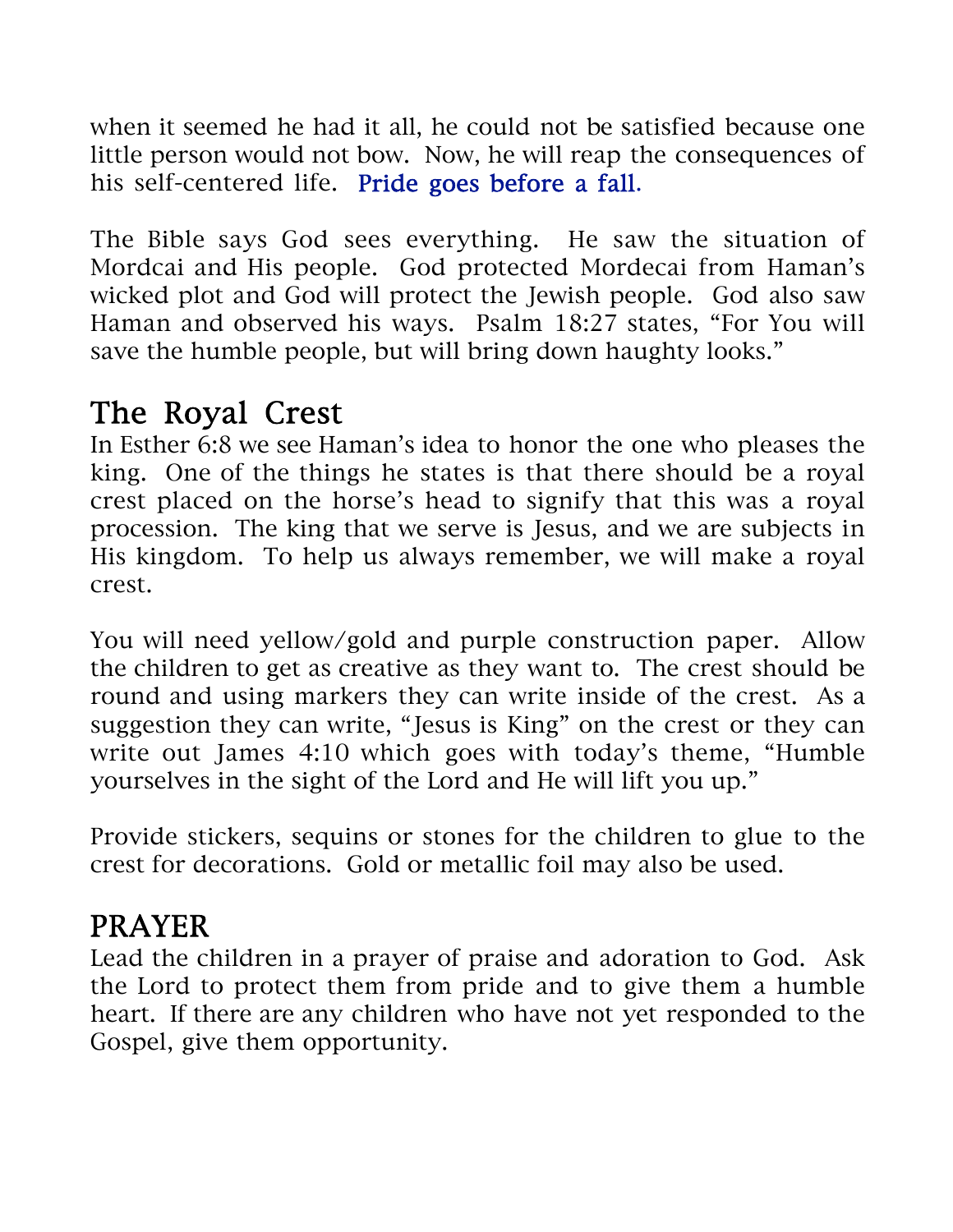when it seemed he had it all, he could not be satisfied because one little person would not bow. Now, he will reap the consequences of his self-centered life. **Pride goes before a fall.**

The Bible says God sees everything. He saw the situation of Mordcai and His people. God protected Mordecai from Haman's wicked plot and God will protect the Jewish people. God also saw Haman and observed his ways. Psalm 18:27 states, "For You will save the humble people, but will bring down haughty looks."

## The Royal Crest

In Esther 6:8 we see Haman's idea to honor the one who pleases the king. One of the things he states is that there should be a royal crest placed on the horse's head to signify that this was a royal procession. The king that we serve is Jesus, and we are subjects in His kingdom. To help us always remember, we will make a royal crest.

You will need yellow/gold and purple construction paper. Allow the children to get as creative as they want to. The crest should be round and using markers they can write inside of the crest. As a suggestion they can write, "Jesus is King" on the crest or they can write out James 4:10 which goes with today's theme, "Humble yourselves in the sight of the Lord and He will lift you up."

Provide stickers, sequins or stones for the children to glue to the crest for decorations. Gold or metallic foil may also be used.

## PRAYER

Lead the children in a prayer of praise and adoration to God. Ask the Lord to protect them from pride and to give them a humble heart. If there are any children who have not yet responded to the Gospel, give them opportunity.